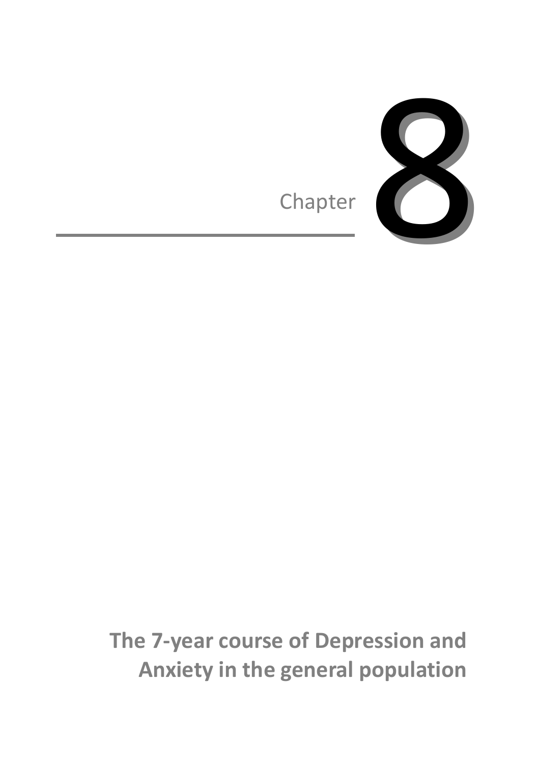# Chapter 8

## The 7-year course of Depression and Anxiety in the general population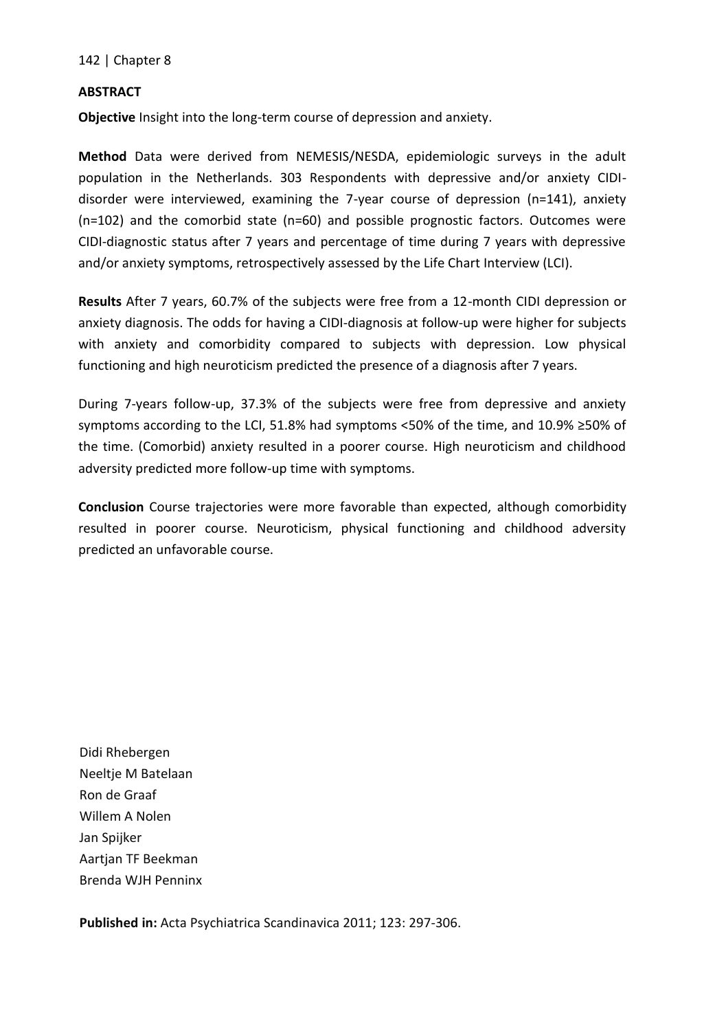## ABSTRACT

**Objective** Insight into the long-term course of depression and anxiety.

**Method** Data were derived from NEMESIS/NESDA, epidemiologic surveys in the adult population in the Netherlands. 303 Respondents with depressive and/or anxiety CIDI-disorder were interviewed, examining the 7-year course of depression (n=141), anxiety (n=102) and the comorbid state (n=60) and possible prognostic factors. Outcomes were CIDI-diagnostic status after 7 years and percentage of time during 7 years with depressive and/or anxiety symptoms, retrospectively assessed by the Life Chart Interview (LCI).

**Results** After 7 years, 60.7% of the subjects were free from a 12-month CIDI depression or anxiety diagnosis. The odds for having a CIDI-diagnosis at follow-up were higher for subjects with anxiety and comorbidity compared to subjects with depression. Low physical functioning and high neuroticism predicted the presence of a diagnosis after 7 years.

During 7-years follow-up, 37.3% of the subjects were free from depressive and anxiety symptoms according to the LCI, 51.8% had symptoms <50% of the time, and 10.9% ≥50% of the time. (Comorbid) anxiety resulted in a poorer course. High neuroticism and childhood adversity predicted more follow-up time with symptoms.

**Conclusion** Course trajectories were more favorable than expected, although comorbidity resulted in poorer course. Neuroticism, physical functioning and childhood adversity predicted an unfavorable course.

Didi Rhebergen
Neeltje M Batelaan
Ron de Graaf
Willem A Nolen
Jan Spijker
Aartjan TF Beekman
Brenda WJH Penninx

**Published in:** Acta Psychiatrica Scandinavica 2011; 123: 297-306.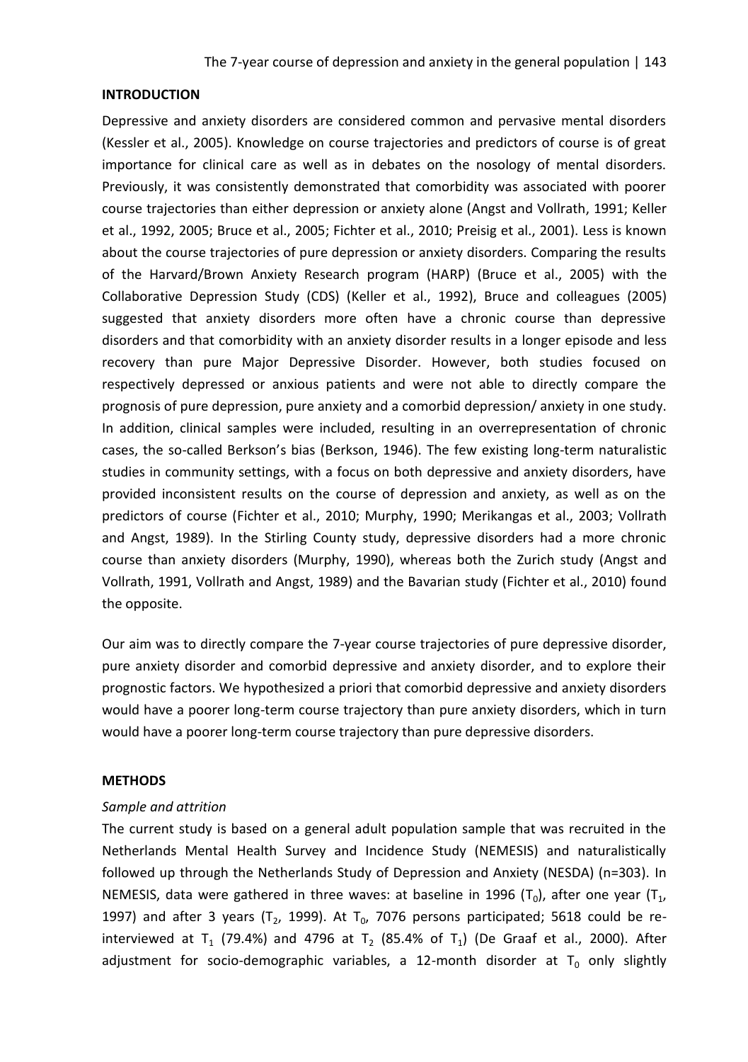## INTRODUCTION

Depressive and anxiety disorders are considered common and pervasive mental disorders (Kessler et al., 2005). Knowledge on course trajectories and predictors of course is of great importance for clinical care as well as in debates on the nosology of mental disorders. Previously, it was consistently demonstrated that comorbidity was associated with poorer course trajectories than either depression or anxiety alone (Angst and Vollrath, 1991; Keller et al., 1992, 2005; Bruce et al., 2005; Fichter et al., 2010; Preisig et al., 2001). Less is known about the course trajectories of pure depression or anxiety disorders. Comparing the results of the Harvard/Brown Anxiety Research program (HARP) (Bruce et al., 2005) with the Collaborative Depression Study (CDS) (Keller et al., 1992), Bruce and colleagues (2005) suggested that anxiety disorders more often have a chronic course than depressive disorders and that comorbidity with an anxiety disorder results in a longer episode and less recovery than pure Major Depressive Disorder. However, both studies focused on respectively depressed or anxious patients and were not able to directly compare the prognosis of pure depression, pure anxiety and a comorbid depression/ anxiety in one study. In addition, clinical samples were included, resulting in an overrepresentation of chronic cases, the so-called Berkson's bias (Berkson, 1946). The few existing long-term naturalistic studies in community settings, with a focus on both depressive and anxiety disorders, have provided inconsistent results on the course of depression and anxiety, as well as on the predictors of course (Fichter et al., 2010; Murphy, 1990; Merikangas et al., 2003; Vollrath and Angst, 1989). In the Stirling County study, depressive disorders had a more chronic course than anxiety disorders (Murphy, 1990), whereas both the Zurich study (Angst and Vollrath, 1991, Vollrath and Angst, 1989) and the Bavarian study (Fichter et al., 2010) found the opposite.

Our aim was to directly compare the 7-year course trajectories of pure depressive disorder, pure anxiety disorder and comorbid depressive and anxiety disorder, and to explore their prognostic factors. We hypothesized a priori that comorbid depressive and anxiety disorders would have a poorer long-term course trajectory than pure anxiety disorders, which in turn would have a poorer long-term course trajectory than pure depressive disorders.

## METHODS

### *Sample and attrition*

The current study is based on a general adult population sample that was recruited in the Netherlands Mental Health Survey and Incidence Study (NEMESIS) and naturalistically followed up through the Netherlands Study of Depression and Anxiety (NESDA) (n=303). In NEMESIS, data were gathered in three waves: at baseline in 1996 ($T_0$), after one year ($T_1$, 1997) and after 3 years ($T_2$, 1999). At $T_0$, 7076 persons participated; 5618 could be re-interviewed at $T_1$ (79.4%) and 4796 at $T_2$ (85.4% of $T_1$) (De Graaf et al., 2000). After adjustment for socio-demographic variables, a 12-month disorder at $T_0$ only slightly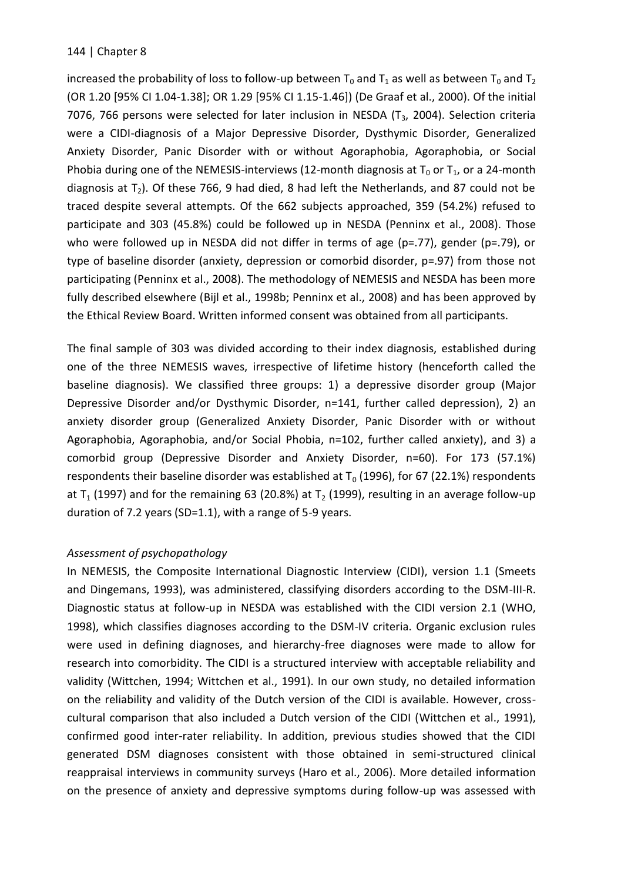increased the probability of loss to follow-up between $T_0$ and $T_1$ as well as between $T_0$ and $T_2$ (OR 1.20 [95% CI 1.04-1.38]; OR 1.29 [95% CI 1.15-1.46]) (De Graaf et al., 2000). Of the initial 7076, 766 persons were selected for later inclusion in NESDA ($T_3$, 2004). Selection criteria were a CIDI-diagnosis of a Major Depressive Disorder, Dysthymic Disorder, Generalized Anxiety Disorder, Panic Disorder with or without Agoraphobia, Agoraphobia, or Social Phobia during one of the NEMESIS-interviews (12-month diagnosis at $T_0$ or $T_1$, or a 24-month diagnosis at $T_2$). Of these 766, 9 had died, 8 had left the Netherlands, and 87 could not be traced despite several attempts. Of the 662 subjects approached, 359 (54.2%) refused to participate and 303 (45.8%) could be followed up in NESDA (Penninx et al., 2008). Those who were followed up in NESDA did not differ in terms of age (p=.77), gender (p=.79), or type of baseline disorder (anxiety, depression or comorbid disorder, p=.97) from those not participating (Penninx et al., 2008). The methodology of NEMESIS and NESDA has been more fully described elsewhere (Bijl et al., 1998b; Penninx et al., 2008) and has been approved by the Ethical Review Board. Written informed consent was obtained from all participants.

The final sample of 303 was divided according to their index diagnosis, established during one of the three NEMESIS waves, irrespective of lifetime history (henceforth called the baseline diagnosis). We classified three groups: 1) a depressive disorder group (Major Depressive Disorder and/or Dysthymic Disorder, n=141, further called depression), 2) an anxiety disorder group (Generalized Anxiety Disorder, Panic Disorder with or without Agoraphobia, Agoraphobia, and/or Social Phobia, n=102, further called anxiety), and 3) a comorbid group (Depressive Disorder and Anxiety Disorder, n=60). For 173 (57.1%) respondents their baseline disorder was established at $T_0$ (1996), for 67 (22.1%) respondents at $T_1$ (1997) and for the remaining 63 (20.8%) at $T_2$ (1999), resulting in an average follow-up duration of 7.2 years (SD=1.1), with a range of 5-9 years.

*Assessment of psychopathology*

In NEMESIS, the Composite International Diagnostic Interview (CIDI), version 1.1 (Smeets and Dingemans, 1993), was administered, classifying disorders according to the DSM-III-R. Diagnostic status at follow-up in NESDA was established with the CIDI version 2.1 (WHO, 1998), which classifies diagnoses according to the DSM-IV criteria. Organic exclusion rules were used in defining diagnoses, and hierarchy-free diagnoses were made to allow for research into comorbidity. The CIDI is a structured interview with acceptable reliability and validity (Wittchen, 1994; Wittchen et al., 1991). In our own study, no detailed information on the reliability and validity of the Dutch version of the CIDI is available. However, cross-cultural comparison that also included a Dutch version of the CIDI (Wittchen et al., 1991), confirmed good inter-rater reliability. In addition, previous studies showed that the CIDI generated DSM diagnoses consistent with those obtained in semi-structured clinical reappraisal interviews in community surveys (Haro et al., 2006). More detailed information on the presence of anxiety and depressive symptoms during follow-up was assessed with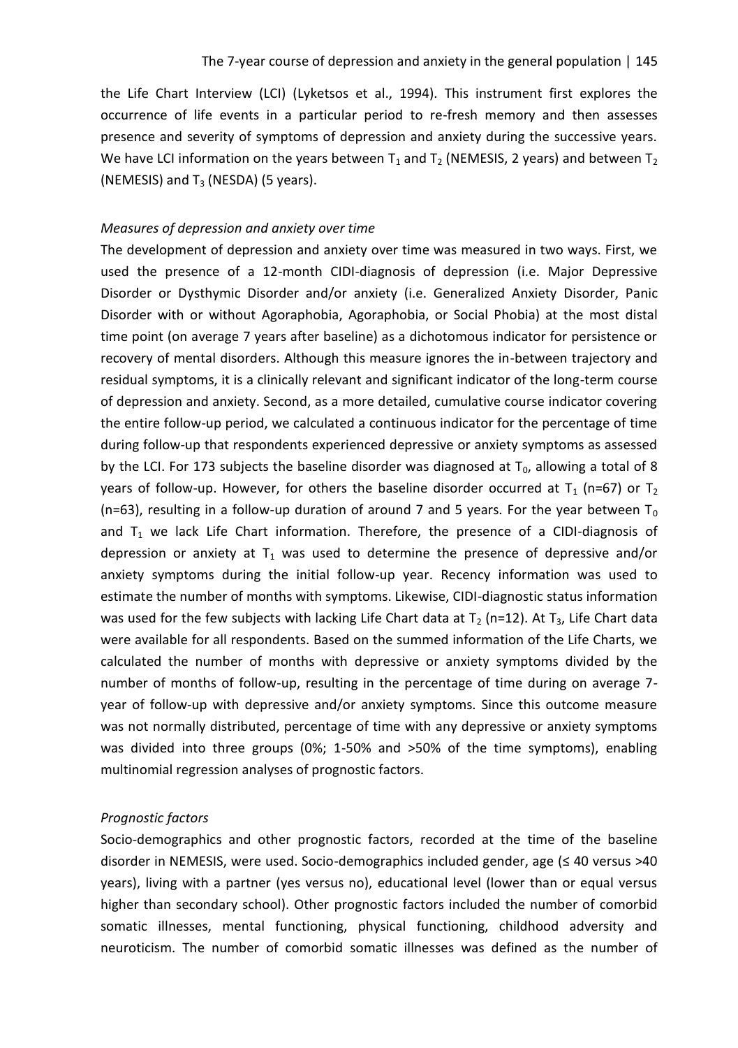the Life Chart Interview (LCI) (Lyketsos et al., 1994). This instrument first explores the occurrence of life events in a particular period to re-fresh memory and then assesses presence and severity of symptoms of depression and anxiety during the successive years. We have LCI information on the years between $T_1$ and $T_2$ (NEMESIS, 2 years) and between $T_2$ (NEMESIS) and $T_3$ (NESDA) (5 years).

*Measures of depression and anxiety over time*

The development of depression and anxiety over time was measured in two ways. First, we used the presence of a 12-month CIDI-diagnosis of depression (i.e. Major Depressive Disorder or Dysthymic Disorder and/or anxiety (i.e. Generalized Anxiety Disorder, Panic Disorder with or without Agoraphobia, Agoraphobia, or Social Phobia) at the most distal time point (on average 7 years after baseline) as a dichotomous indicator for persistence or recovery of mental disorders. Although this measure ignores the in-between trajectory and residual symptoms, it is a clinically relevant and significant indicator of the long-term course of depression and anxiety. Second, as a more detailed, cumulative course indicator covering the entire follow-up period, we calculated a continuous indicator for the percentage of time during follow-up that respondents experienced depressive or anxiety symptoms as assessed by the LCI. For 173 subjects the baseline disorder was diagnosed at $T_0$, allowing a total of 8 years of follow-up. However, for others the baseline disorder occurred at $T_1$ (n=67) or $T_2$ (n=63), resulting in a follow-up duration of around 7 and 5 years. For the year between $T_0$ and $T_1$ we lack Life Chart information. Therefore, the presence of a CIDI-diagnosis of depression or anxiety at $T_1$ was used to determine the presence of depressive and/or anxiety symptoms during the initial follow-up year. Recency information was used to estimate the number of months with symptoms. Likewise, CIDI-diagnostic status information was used for the few subjects with lacking Life Chart data at $T_2$ (n=12). At $T_3$, Life Chart data were available for all respondents. Based on the summed information of the Life Charts, we calculated the number of months with depressive or anxiety symptoms divided by the number of months of follow-up, resulting in the percentage of time during on average 7-year of follow-up with depressive and/or anxiety symptoms. Since this outcome measure was not normally distributed, percentage of time with any depressive or anxiety symptoms was divided into three groups (0%; 1-50% and >50% of the time symptoms), enabling multinomial regression analyses of prognostic factors.

*Prognostic factors*

Socio-demographics and other prognostic factors, recorded at the time of the baseline disorder in NEMESIS, were used. Socio-demographics included gender, age (≤ 40 versus >40 years), living with a partner (yes versus no), educational level (lower than or equal versus higher than secondary school). Other prognostic factors included the number of comorbid somatic illnesses, mental functioning, physical functioning, childhood adversity and neuroticism. The number of comorbid somatic illnesses was defined as the number of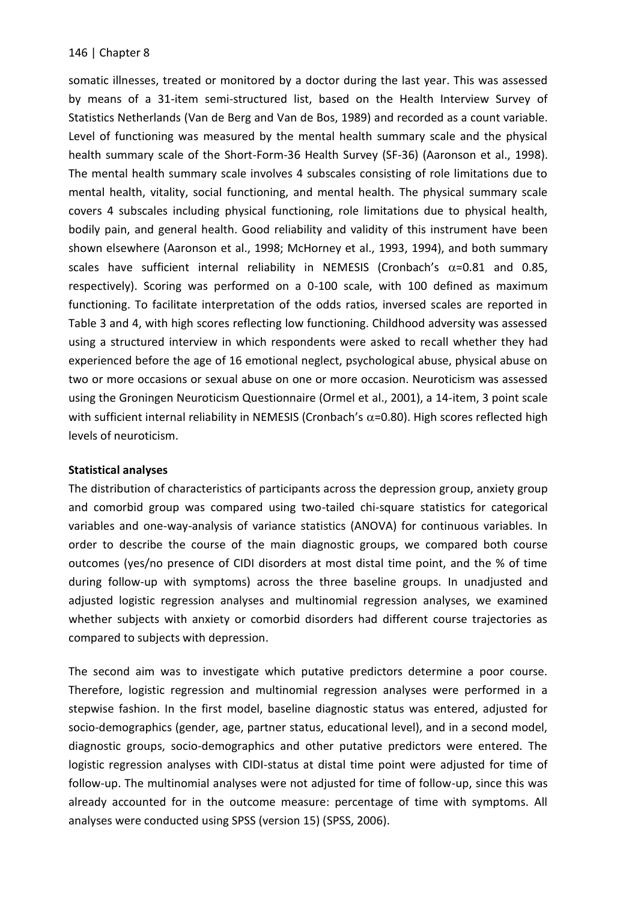somatic illnesses, treated or monitored by a doctor during the last year. This was assessed by means of a 31-item semi-structured list, based on the Health Interview Survey of Statistics Netherlands (Van de Berg and Van de Bos, 1989) and recorded as a count variable. Level of functioning was measured by the mental health summary scale and the physical health summary scale of the Short-Form-36 Health Survey (SF-36) (Aaronson et al., 1998). The mental health summary scale involves 4 subscales consisting of role limitations due to mental health, vitality, social functioning, and mental health. The physical summary scale covers 4 subscales including physical functioning, role limitations due to physical health, bodily pain, and general health. Good reliability and validity of this instrument have been shown elsewhere (Aaronson et al., 1998; McHorney et al., 1993, 1994), and both summary scales have sufficient internal reliability in NEMESIS (Cronbach's $\alpha$=0.81 and 0.85, respectively). Scoring was performed on a 0-100 scale, with 100 defined as maximum functioning. To facilitate interpretation of the odds ratios, inversed scales are reported in Table 3 and 4, with high scores reflecting low functioning. Childhood adversity was assessed using a structured interview in which respondents were asked to recall whether they had experienced before the age of 16 emotional neglect, psychological abuse, physical abuse on two or more occasions or sexual abuse on one or more occasion. Neuroticism was assessed using the Groningen Neuroticism Questionnaire (Ormel et al., 2001), a 14-item, 3 point scale with sufficient internal reliability in NEMESIS (Cronbach's $\alpha$=0.80). High scores reflected high levels of neuroticism.

**Statistical analyses**

The distribution of characteristics of participants across the depression group, anxiety group and comorbid group was compared using two-tailed chi-square statistics for categorical variables and one-way-analysis of variance statistics (ANOVA) for continuous variables. In order to describe the course of the main diagnostic groups, we compared both course outcomes (yes/no presence of CIDI disorders at most distal time point, and the % of time during follow-up with symptoms) across the three baseline groups. In unadjusted and adjusted logistic regression analyses and multinomial regression analyses, we examined whether subjects with anxiety or comorbid disorders had different course trajectories as compared to subjects with depression.

The second aim was to investigate which putative predictors determine a poor course. Therefore, logistic regression and multinomial regression analyses were performed in a stepwise fashion. In the first model, baseline diagnostic status was entered, adjusted for socio-demographics (gender, age, partner status, educational level), and in a second model, diagnostic groups, socio-demographics and other putative predictors were entered. The logistic regression analyses with CIDI-status at distal time point were adjusted for time of follow-up. The multinomial analyses were not adjusted for time of follow-up, since this was already accounted for in the outcome measure: percentage of time with symptoms. All analyses were conducted using SPSS (version 15) (SPSS, 2006).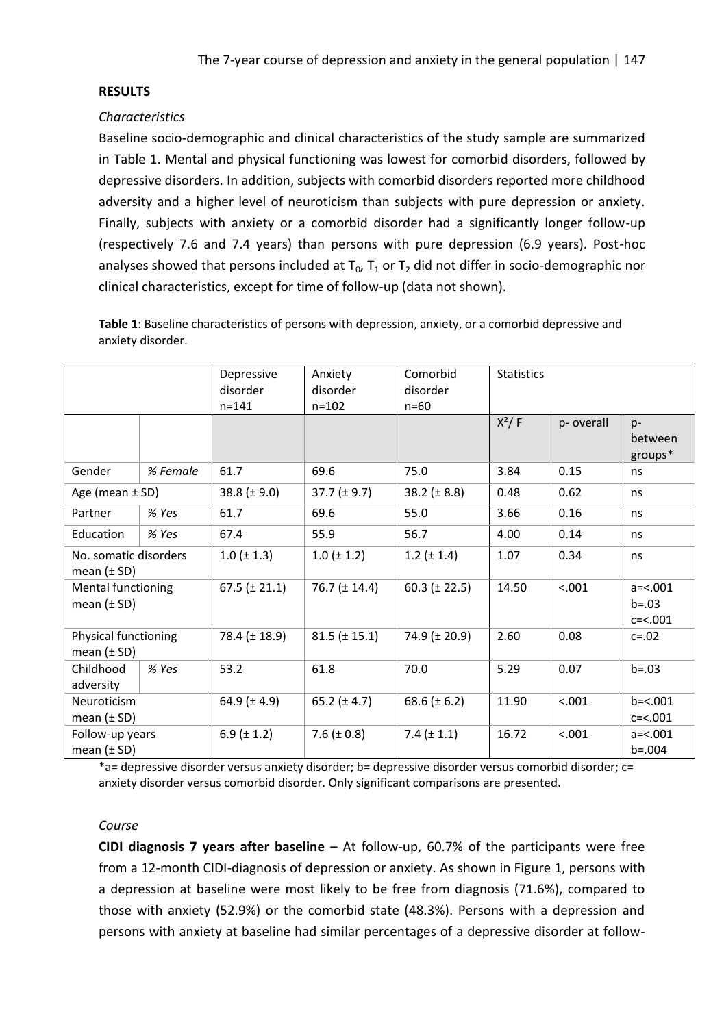## RESULTS

### *Characteristics*

Baseline socio-demographic and clinical characteristics of the study sample are summarized in Table 1. Mental and physical functioning was lowest for comorbid disorders, followed by depressive disorders. In addition, subjects with comorbid disorders reported more childhood adversity and a higher level of neuroticism than subjects with pure depression or anxiety. Finally, subjects with anxiety or a comorbid disorder had a significantly longer follow-up (respectively 7.6 and 7.4 years) than persons with pure depression (6.9 years). Post-hoc analyses showed that persons included at $T_0$, $T_1$ or $T_2$ did not differ in socio-demographic nor clinical characteristics, except for time of follow-up (data not shown).

**Table 1**: Baseline characteristics of persons with depression, anxiety, or a comorbid depressive and anxiety disorder.

| | | Depressive disorder n=141 | Anxiety disorder n=102 | Comorbid disorder n=60 | Statistics | | |
|---|---|---|---|---|---|---|---|
| | | | | | $X^2$/ F | p- overall | p- between groups* |
| Gender | *% Female* | 61.7 | 69.6 | 75.0 | 3.84 | 0.15 | ns |
| Age (mean ± SD) | | 38.8 (± 9.0) | 37.7 (± 9.7) | 38.2 (± 8.8) | 0.48 | 0.62 | ns |
| Partner | *% Yes* | 61.7 | 69.6 | 55.0 | 3.66 | 0.16 | ns |
| Education | *% Yes* | 67.4 | 55.9 | 56.7 | 4.00 | 0.14 | ns |
| No. somatic disorders mean (± SD) | | 1.0 (± 1.3) | 1.0 (± 1.2) | 1.2 (± 1.4) | 1.07 | 0.34 | ns |
| Mental functioning mean (± SD) | | 67.5 (± 21.1) | 76.7 (± 14.4) | 60.3 (± 22.5) | 14.50 | <.001 | a=<.001 b=.03 c=<.001 |
| Physical functioning mean (± SD) | | 78.4 (± 18.9) | 81.5 (± 15.1) | 74.9 (± 20.9) | 2.60 | 0.08 | c=.02 |
| Childhood adversity | *% Yes* | 53.2 | 61.8 | 70.0 | 5.29 | 0.07 | b=.03 |
| Neuroticism mean (± SD) | | 64.9 (± 4.9) | 65.2 (± 4.7) | 68.6 (± 6.2) | 11.90 | <.001 | b=<.001 c=<.001 |
| Follow-up years mean (± SD) | | 6.9 (± 1.2) | 7.6 (± 0.8) | 7.4 (± 1.1) | 16.72 | <.001 | a=<.001 b=.004 |

*a= depressive disorder versus anxiety disorder; b= depressive disorder versus comorbid disorder; c= anxiety disorder versus comorbid disorder. Only significant comparisons are presented.

### *Course*

**CIDI diagnosis 7 years after baseline** – At follow-up, 60.7% of the participants were free from a 12-month CIDI-diagnosis of depression or anxiety. As shown in Figure 1, persons with a depression at baseline were most likely to be free from diagnosis (71.6%), compared to those with anxiety (52.9%) or the comorbid state (48.3%). Persons with a depression and persons with anxiety at baseline had similar percentages of a depressive disorder at follow-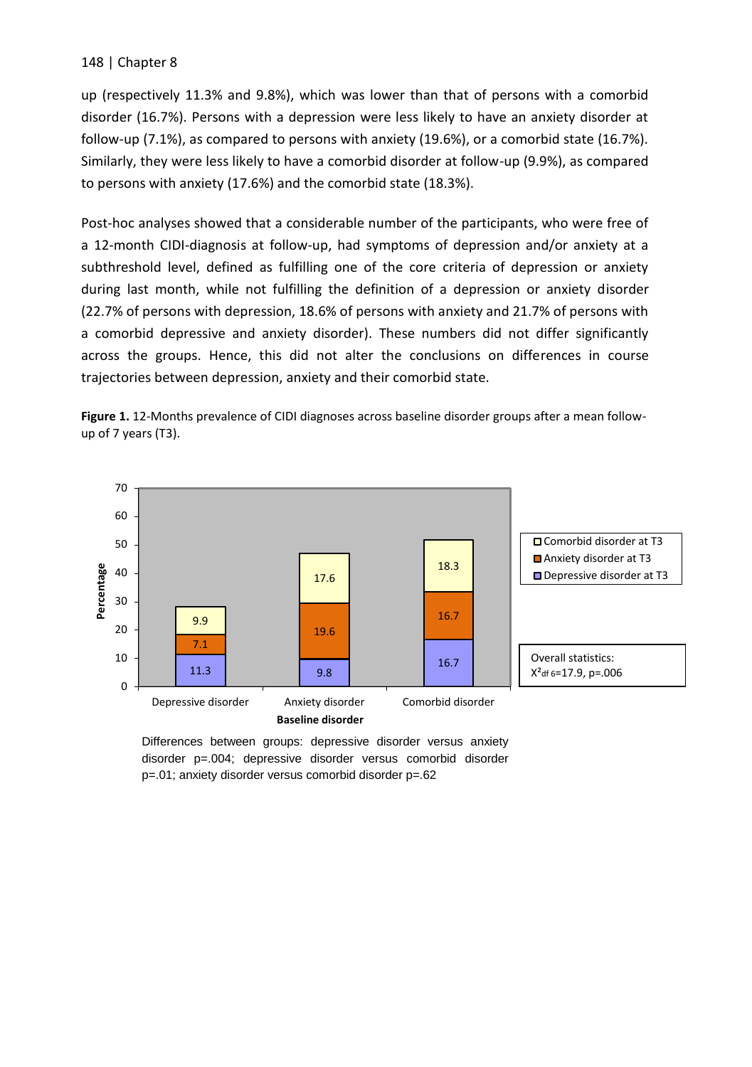up (respectively 11.3% and 9.8%), which was lower than that of persons with a comorbid disorder (16.7%). Persons with a depression were less likely to have an anxiety disorder at follow-up (7.1%), as compared to persons with anxiety (19.6%), or a comorbid state (16.7%). Similarly, they were less likely to have a comorbid disorder at follow-up (9.9%), as compared to persons with anxiety (17.6%) and the comorbid state (18.3%).

Post-hoc analyses showed that a considerable number of the participants, who were free of a 12-month CIDI-diagnosis at follow-up, had symptoms of depression and/or anxiety at a subthreshold level, defined as fulfilling one of the core criteria of depression or anxiety during last month, while not fulfilling the definition of a depression or anxiety disorder (22.7% of persons with depression, 18.6% of persons with anxiety and 21.7% of persons with a comorbid depressive and anxiety disorder). These numbers did not differ significantly across the groups. Hence, this did not alter the conclusions on differences in course trajectories between depression, anxiety and their comorbid state.

**Figure 1.** 12-Months prevalence of CIDI diagnoses across baseline disorder groups after a mean follow-up of 7 years (T3).

| Baseline disorder | Depressive disorder at T3 | Anxiety disorder at T3 | Comorbid disorder at T3 |
|---|---|---|---|
| Depressive disorder | 11.3 | 7.1 | 9.9 |
| Anxiety disorder | 9.8 | 19.6 | 17.6 |
| Comorbid disorder | 16.7 | 16.7 | 18.3 |

Overall statistics: $X^2_{df\ 6}$=17.9, p=.006

Differences between groups: depressive disorder versus anxiety disorder p=.004; depressive disorder versus comorbid disorder p=.01; anxiety disorder versus comorbid disorder p=.62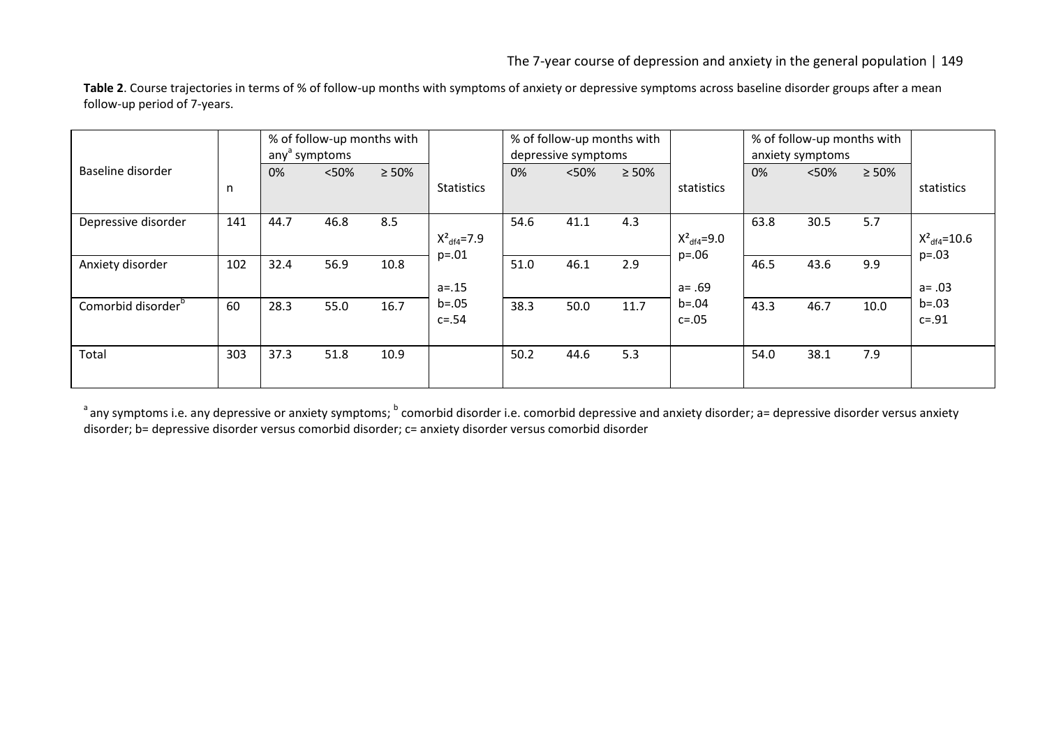**Table 2**. Course trajectories in terms of % of follow-up months with symptoms of anxiety or depressive symptoms across baseline disorder groups after a mean follow-up period of 7-years.

| Baseline disorder | n | % of follow-up months with any[a] symptoms | | | Statistics | % of follow-up months with depressive symptoms | | | statistics | % of follow-up months with anxiety symptoms | | | statistics |
|---|---|---|---|---|---|---|---|---|---|---|---|---|---|
| | | 0% | <50% | ≥ 50% | | 0% | <50% | ≥ 50% | | 0% | <50% | ≥ 50% | |
| Depressive disorder | 141 | 44.7 | 46.8 | 8.5 | $X^2_{df4}$=7.9 p=.01 | 54.6 | 41.1 | 4.3 | $X^2_{df4}$=9.0 p=.06 | 63.8 | 30.5 | 5.7 | $X^2_{df4}$=10.6 p=.03 |
| Anxiety disorder | 102 | 32.4 | 56.9 | 10.8 | a=.15 | 51.0 | 46.1 | 2.9 | a= .69 | 46.5 | 43.6 | 9.9 | a= .03 |
| Comorbid disorder[b] | 60 | 28.3 | 55.0 | 16.7 | b=.05 c=.54 | 38.3 | 50.0 | 11.7 | b=.04 c=.05 | 43.3 | 46.7 | 10.0 | b=.03 c=.91 |
| Total | 303 | 37.3 | 51.8 | 10.9 | | 50.2 | 44.6 | 5.3 | | 54.0 | 38.1 | 7.9 | |

[a] any symptoms i.e. any depressive or anxiety symptoms; [b] comorbid disorder i.e. comorbid depressive and anxiety disorder; a= depressive disorder versus anxiety disorder; b= depressive disorder versus comorbid disorder; c= anxiety disorder versus comorbid disorder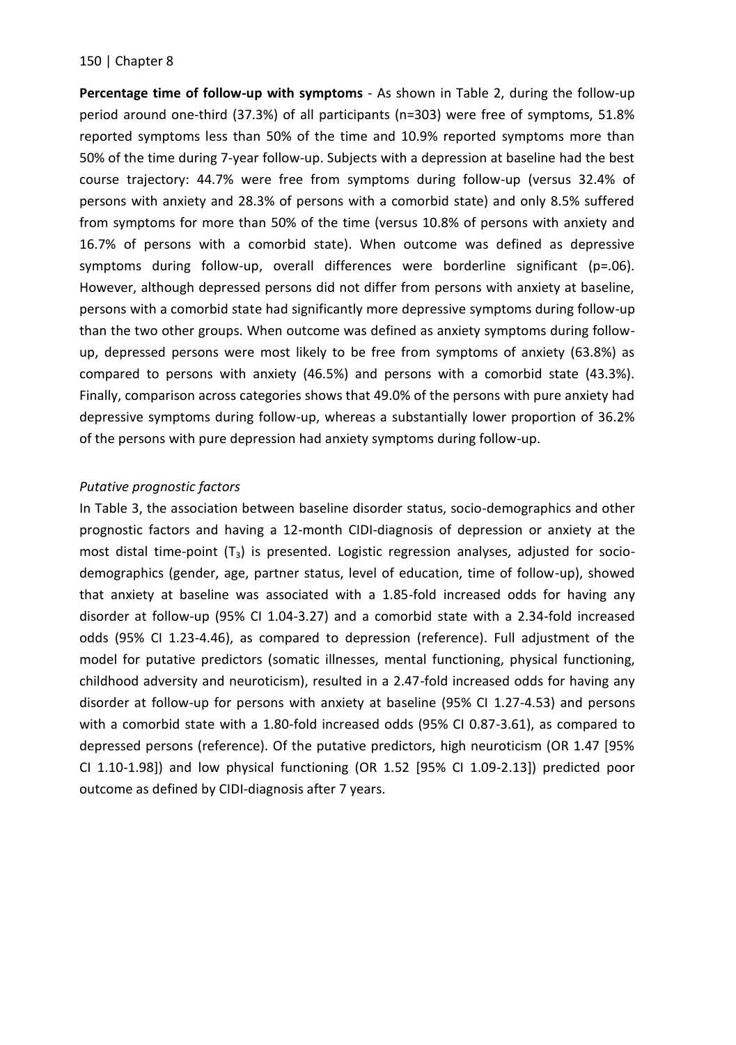**Percentage time of follow-up with symptoms** - As shown in Table 2, during the follow-up period around one-third (37.3%) of all participants (n=303) were free of symptoms, 51.8% reported symptoms less than 50% of the time and 10.9% reported symptoms more than 50% of the time during 7-year follow-up. Subjects with a depression at baseline had the best course trajectory: 44.7% were free from symptoms during follow-up (versus 32.4% of persons with anxiety and 28.3% of persons with a comorbid state) and only 8.5% suffered from symptoms for more than 50% of the time (versus 10.8% of persons with anxiety and 16.7% of persons with a comorbid state). When outcome was defined as depressive symptoms during follow-up, overall differences were borderline significant (p=.06). However, although depressed persons did not differ from persons with anxiety at baseline, persons with a comorbid state had significantly more depressive symptoms during follow-up than the two other groups. When outcome was defined as anxiety symptoms during follow-up, depressed persons were most likely to be free from symptoms of anxiety (63.8%) as compared to persons with anxiety (46.5%) and persons with a comorbid state (43.3%). Finally, comparison across categories shows that 49.0% of the persons with pure anxiety had depressive symptoms during follow-up, whereas a substantially lower proportion of 36.2% of the persons with pure depression had anxiety symptoms during follow-up.

*Putative prognostic factors*

In Table 3, the association between baseline disorder status, socio-demographics and other prognostic factors and having a 12-month CIDI-diagnosis of depression or anxiety at the most distal time-point ($T_3$) is presented. Logistic regression analyses, adjusted for socio-demographics (gender, age, partner status, level of education, time of follow-up), showed that anxiety at baseline was associated with a 1.85-fold increased odds for having any disorder at follow-up (95% CI 1.04-3.27) and a comorbid state with a 2.34-fold increased odds (95% CI 1.23-4.46), as compared to depression (reference). Full adjustment of the model for putative predictors (somatic illnesses, mental functioning, physical functioning, childhood adversity and neuroticism), resulted in a 2.47-fold increased odds for having any disorder at follow-up for persons with anxiety at baseline (95% CI 1.27-4.53) and persons with a comorbid state with a 1.80-fold increased odds (95% CI 0.87-3.61), as compared to depressed persons (reference). Of the putative predictors, high neuroticism (OR 1.47 [95% CI 1.10-1.98]) and low physical functioning (OR 1.52 [95% CI 1.09-2.13]) predicted poor outcome as defined by CIDI-diagnosis after 7 years.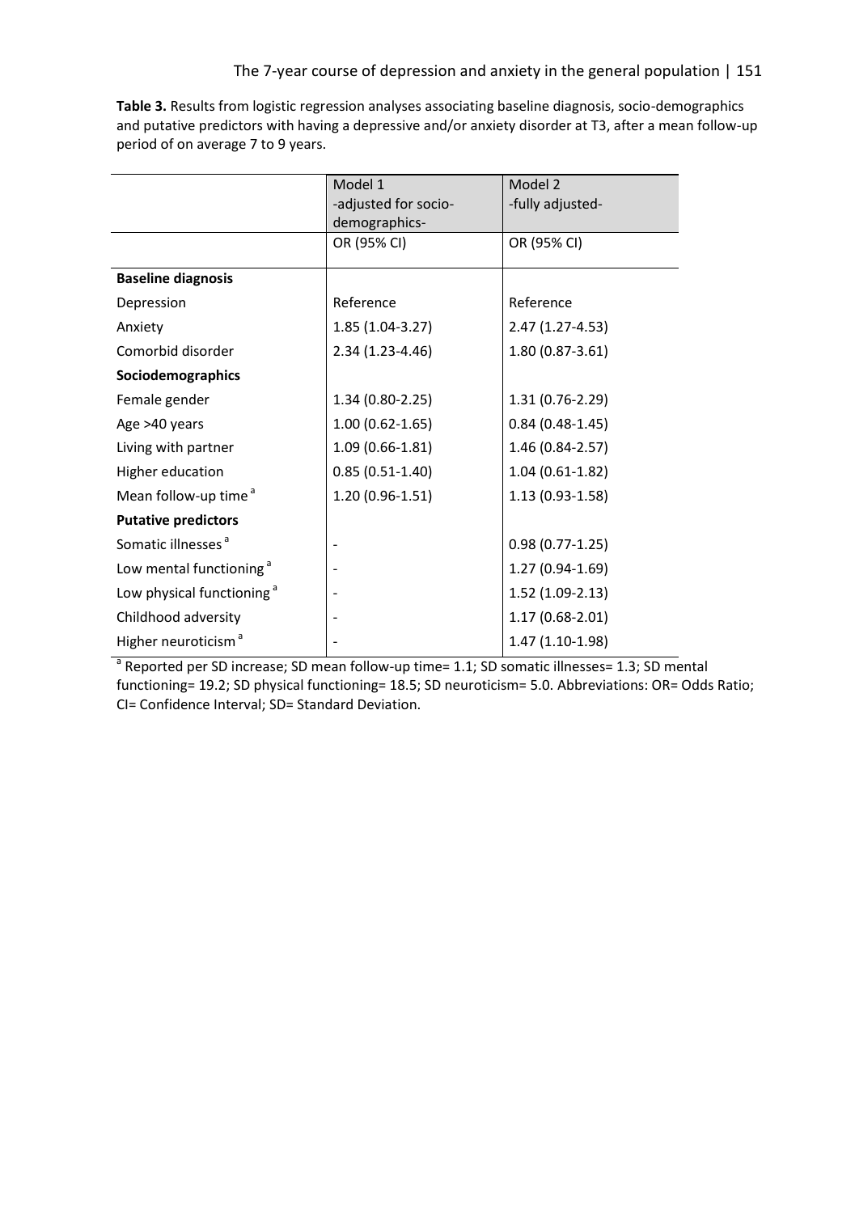**Table 3.** Results from logistic regression analyses associating baseline diagnosis, socio-demographics and putative predictors with having a depressive and/or anxiety disorder at T3, after a mean follow-up period of on average 7 to 9 years.

| | Model 1 -adjusted for socio-demographics- | Model 2 -fully adjusted- |
|---|---|---|
| | OR (95% CI) | OR (95% CI) |
| **Baseline diagnosis** | | |
| Depression | Reference | Reference |
| Anxiety | 1.85 (1.04-3.27) | 2.47 (1.27-4.53) |
| Comorbid disorder | 2.34 (1.23-4.46) | 1.80 (0.87-3.61) |
| **Sociodemographics** | | |
| Female gender | 1.34 (0.80-2.25) | 1.31 (0.76-2.29) |
| Age >40 years | 1.00 (0.62-1.65) | 0.84 (0.48-1.45) |
| Living with partner | 1.09 (0.66-1.81) | 1.46 (0.84-2.57) |
| Higher education | 0.85 (0.51-1.40) | 1.04 (0.61-1.82) |
| Mean follow-up time [a] | 1.20 (0.96-1.51) | 1.13 (0.93-1.58) |
| **Putative predictors** | | |
| Somatic illnesses [a] | - | 0.98 (0.77-1.25) |
| Low mental functioning [a] | - | 1.27 (0.94-1.69) |
| Low physical functioning [a] | - | 1.52 (1.09-2.13) |
| Childhood adversity | - | 1.17 (0.68-2.01) |
| Higher neuroticism [a] | - | 1.47 (1.10-1.98) |

[a] Reported per SD increase; SD mean follow-up time= 1.1; SD somatic illnesses= 1.3; SD mental functioning= 19.2; SD physical functioning= 18.5; SD neuroticism= 5.0. Abbreviations: OR= Odds Ratio; CI= Confidence Interval; SD= Standard Deviation.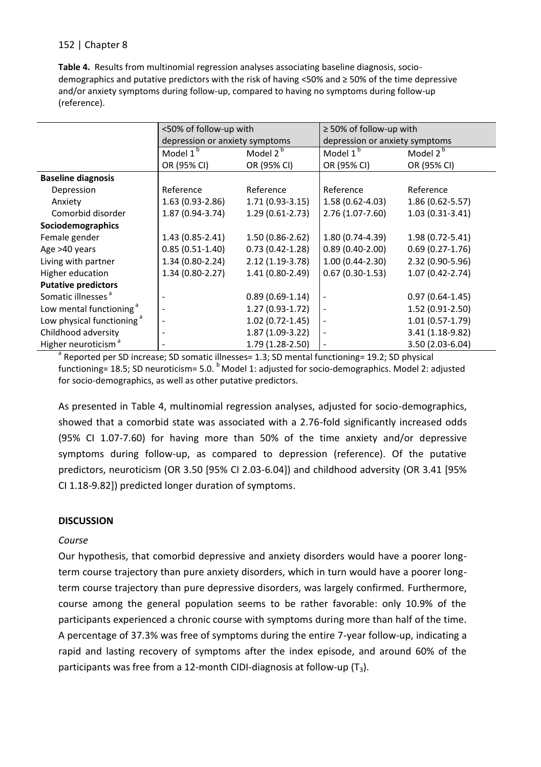**Table 4.** Results from multinomial regression analyses associating baseline diagnosis, socio-demographics and putative predictors with the risk of having <50% and ≥ 50% of the time depressive and/or anxiety symptoms during follow-up, compared to having no symptoms during follow-up (reference).

| | <50% of follow-up with depression or anxiety symptoms | | ≥ 50% of follow-up with depression or anxiety symptoms | |
|---|---|---|---|---|
| | Model 1 [b] | Model 2 [b] | Model 1 [b] | Model 2 [b] |
| | OR (95% CI) | OR (95% CI) | OR (95% CI) | OR (95% CI) |
| **Baseline diagnosis** | | | | |
| Depression | Reference | Reference | Reference | Reference |
| Anxiety | 1.63 (0.93-2.86) | 1.71 (0.93-3.15) | 1.58 (0.62-4.03) | 1.86 (0.62-5.57) |
| Comorbid disorder | 1.87 (0.94-3.74) | 1.29 (0.61-2.73) | 2.76 (1.07-7.60) | 1.03 (0.31-3.41) |
| **Sociodemographics** | | | | |
| Female gender | 1.43 (0.85-2.41) | 1.50 (0.86-2.62) | 1.80 (0.74-4.39) | 1.98 (0.72-5.41) |
| Age >40 years | 0.85 (0.51-1.40) | 0.73 (0.42-1.28) | 0.89 (0.40-2.00) | 0.69 (0.27-1.76) |
| Living with partner | 1.34 (0.80-2.24) | 2.12 (1.19-3.78) | 1.00 (0.44-2.30) | 2.32 (0.90-5.96) |
| Higher education | 1.34 (0.80-2.27) | 1.41 (0.80-2.49) | 0.67 (0.30-1.53) | 1.07 (0.42-2.74) |
| **Putative predictors** | | | | |
| Somatic illnesses [a] | - | 0.89 (0.69-1.14) | - | 0.97 (0.64-1.45) |
| Low mental functioning [a] | - | 1.27 (0.93-1.72) | - | 1.52 (0.91-2.50) |
| Low physical functioning [a] | - | 1.02 (0.72-1.45) | - | 1.01 (0.57-1.79) |
| Childhood adversity | - | 1.87 (1.09-3.22) | - | 3.41 (1.18-9.82) |
| Higher neuroticism [a] | - | 1.79 (1.28-2.50) | - | 3.50 (2.03-6.04) |

[a] Reported per SD increase; SD somatic illnesses= 1.3; SD mental functioning= 19.2; SD physical functioning= 18.5; SD neuroticism= 5.0. [b] Model 1: adjusted for socio-demographics. Model 2: adjusted for socio-demographics, as well as other putative predictors.

As presented in Table 4, multinomial regression analyses, adjusted for socio-demographics, showed that a comorbid state was associated with a 2.76-fold significantly increased odds (95% CI 1.07-7.60) for having more than 50% of the time anxiety and/or depressive symptoms during follow-up, as compared to depression (reference). Of the putative predictors, neuroticism (OR 3.50 [95% CI 2.03-6.04]) and childhood adversity (OR 3.41 [95% CI 1.18-9.82]) predicted longer duration of symptoms.

## DISCUSSION

### *Course*

Our hypothesis, that comorbid depressive and anxiety disorders would have a poorer long-term course trajectory than pure anxiety disorders, which in turn would have a poorer long-term course trajectory than pure depressive disorders, was largely confirmed. Furthermore, course among the general population seems to be rather favorable: only 10.9% of the participants experienced a chronic course with symptoms during more than half of the time. A percentage of 37.3% was free of symptoms during the entire 7-year follow-up, indicating a rapid and lasting recovery of symptoms after the index episode, and around 60% of the participants was free from a 12-month CIDI-diagnosis at follow-up ($T_3$).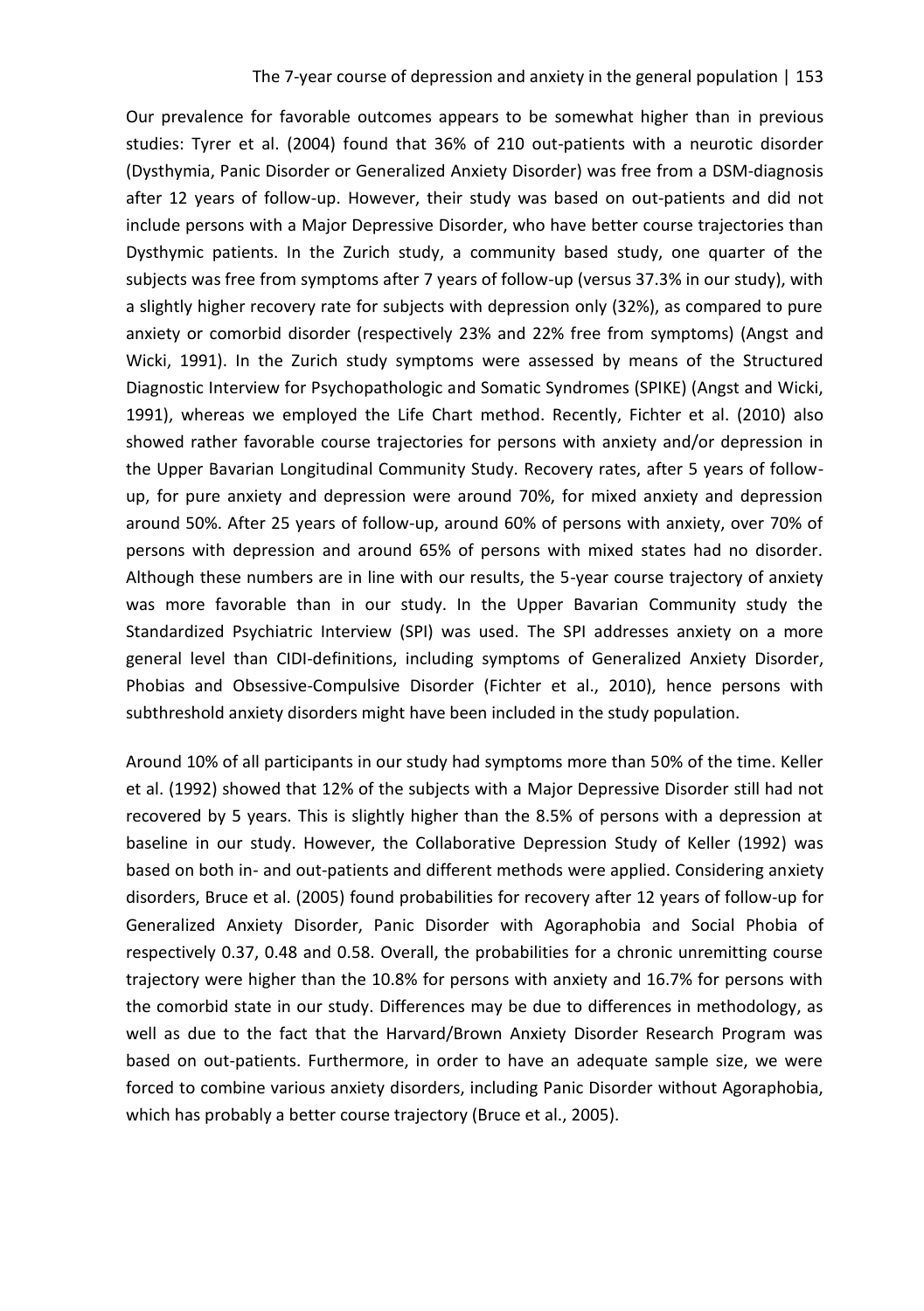Our prevalence for favorable outcomes appears to be somewhat higher than in previous studies: Tyrer et al. (2004) found that 36% of 210 out-patients with a neurotic disorder (Dysthymia, Panic Disorder or Generalized Anxiety Disorder) was free from a DSM-diagnosis after 12 years of follow-up. However, their study was based on out-patients and did not include persons with a Major Depressive Disorder, who have better course trajectories than Dysthymic patients. In the Zurich study, a community based study, one quarter of the subjects was free from symptoms after 7 years of follow-up (versus 37.3% in our study), with a slightly higher recovery rate for subjects with depression only (32%), as compared to pure anxiety or comorbid disorder (respectively 23% and 22% free from symptoms) (Angst and Wicki, 1991). In the Zurich study symptoms were assessed by means of the Structured Diagnostic Interview for Psychopathologic and Somatic Syndromes (SPIKE) (Angst and Wicki, 1991), whereas we employed the Life Chart method. Recently, Fichter et al. (2010) also showed rather favorable course trajectories for persons with anxiety and/or depression in the Upper Bavarian Longitudinal Community Study. Recovery rates, after 5 years of follow-up, for pure anxiety and depression were around 70%, for mixed anxiety and depression around 50%. After 25 years of follow-up, around 60% of persons with anxiety, over 70% of persons with depression and around 65% of persons with mixed states had no disorder. Although these numbers are in line with our results, the 5-year course trajectory of anxiety was more favorable than in our study. In the Upper Bavarian Community study the Standardized Psychiatric Interview (SPI) was used. The SPI addresses anxiety on a more general level than CIDI-definitions, including symptoms of Generalized Anxiety Disorder, Phobias and Obsessive-Compulsive Disorder (Fichter et al., 2010), hence persons with subthreshold anxiety disorders might have been included in the study population.

Around 10% of all participants in our study had symptoms more than 50% of the time. Keller et al. (1992) showed that 12% of the subjects with a Major Depressive Disorder still had not recovered by 5 years. This is slightly higher than the 8.5% of persons with a depression at baseline in our study. However, the Collaborative Depression Study of Keller (1992) was based on both in- and out-patients and different methods were applied. Considering anxiety disorders, Bruce et al. (2005) found probabilities for recovery after 12 years of follow-up for Generalized Anxiety Disorder, Panic Disorder with Agoraphobia and Social Phobia of respectively 0.37, 0.48 and 0.58. Overall, the probabilities for a chronic unremitting course trajectory were higher than the 10.8% for persons with anxiety and 16.7% for persons with the comorbid state in our study. Differences may be due to differences in methodology, as well as due to the fact that the Harvard/Brown Anxiety Disorder Research Program was based on out-patients. Furthermore, in order to have an adequate sample size, we were forced to combine various anxiety disorders, including Panic Disorder without Agoraphobia, which has probably a better course trajectory (Bruce et al., 2005).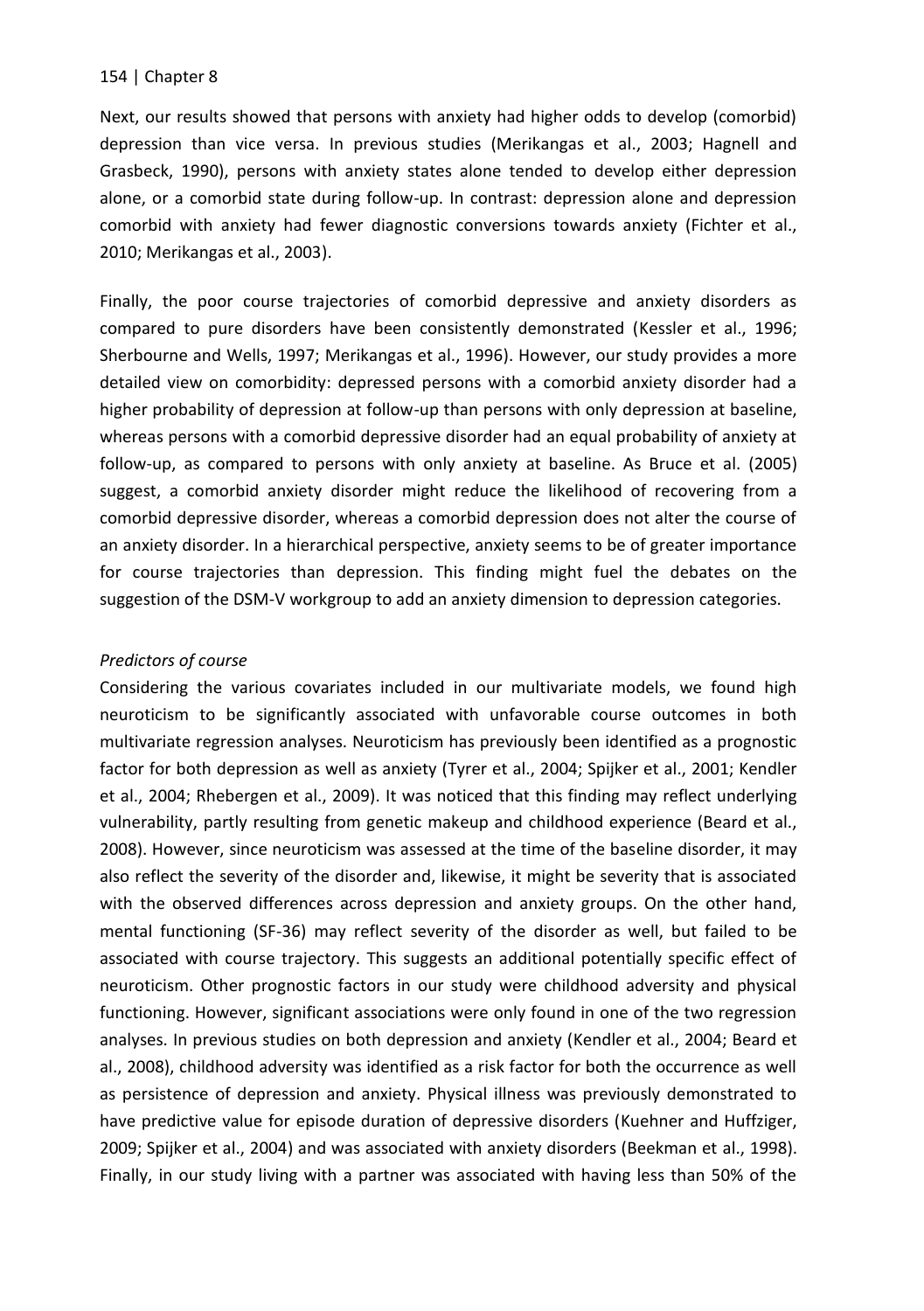Next, our results showed that persons with anxiety had higher odds to develop (comorbid) depression than vice versa. In previous studies (Merikangas et al., 2003; Hagnell and Grasbeck, 1990), persons with anxiety states alone tended to develop either depression alone, or a comorbid state during follow-up. In contrast: depression alone and depression comorbid with anxiety had fewer diagnostic conversions towards anxiety (Fichter et al., 2010; Merikangas et al., 2003).

Finally, the poor course trajectories of comorbid depressive and anxiety disorders as compared to pure disorders have been consistently demonstrated (Kessler et al., 1996; Sherbourne and Wells, 1997; Merikangas et al., 1996). However, our study provides a more detailed view on comorbidity: depressed persons with a comorbid anxiety disorder had a higher probability of depression at follow-up than persons with only depression at baseline, whereas persons with a comorbid depressive disorder had an equal probability of anxiety at follow-up, as compared to persons with only anxiety at baseline. As Bruce et al. (2005) suggest, a comorbid anxiety disorder might reduce the likelihood of recovering from a comorbid depressive disorder, whereas a comorbid depression does not alter the course of an anxiety disorder. In a hierarchical perspective, anxiety seems to be of greater importance for course trajectories than depression. This finding might fuel the debates on the suggestion of the DSM-V workgroup to add an anxiety dimension to depression categories.

*Predictors of course*

Considering the various covariates included in our multivariate models, we found high neuroticism to be significantly associated with unfavorable course outcomes in both multivariate regression analyses. Neuroticism has previously been identified as a prognostic factor for both depression as well as anxiety (Tyrer et al., 2004; Spijker et al., 2001; Kendler et al., 2004; Rhebergen et al., 2009). It was noticed that this finding may reflect underlying vulnerability, partly resulting from genetic makeup and childhood experience (Beard et al., 2008). However, since neuroticism was assessed at the time of the baseline disorder, it may also reflect the severity of the disorder and, likewise, it might be severity that is associated with the observed differences across depression and anxiety groups. On the other hand, mental functioning (SF-36) may reflect severity of the disorder as well, but failed to be associated with course trajectory. This suggests an additional potentially specific effect of neuroticism. Other prognostic factors in our study were childhood adversity and physical functioning. However, significant associations were only found in one of the two regression analyses. In previous studies on both depression and anxiety (Kendler et al., 2004; Beard et al., 2008), childhood adversity was identified as a risk factor for both the occurrence as well as persistence of depression and anxiety. Physical illness was previously demonstrated to have predictive value for episode duration of depressive disorders (Kuehner and Huffziger, 2009; Spijker et al., 2004) and was associated with anxiety disorders (Beekman et al., 1998). Finally, in our study living with a partner was associated with having less than 50% of the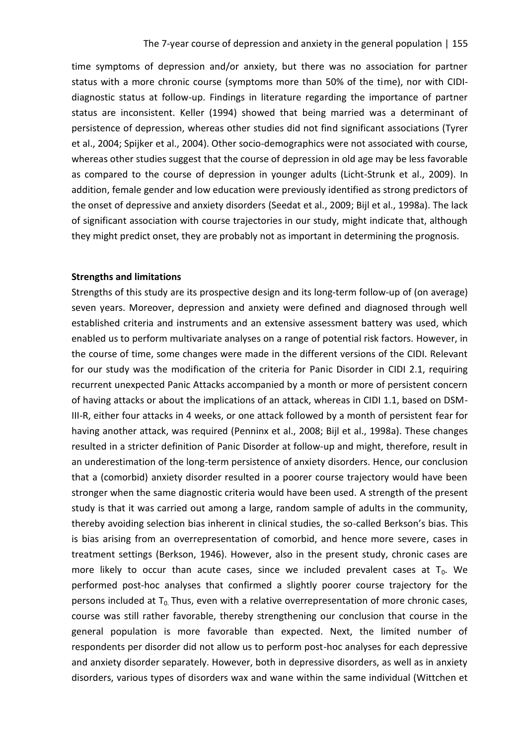time symptoms of depression and/or anxiety, but there was no association for partner status with a more chronic course (symptoms more than 50% of the time), nor with CIDI-diagnostic status at follow-up. Findings in literature regarding the importance of partner status are inconsistent. Keller (1994) showed that being married was a determinant of persistence of depression, whereas other studies did not find significant associations (Tyrer et al., 2004; Spijker et al., 2004). Other socio-demographics were not associated with course, whereas other studies suggest that the course of depression in old age may be less favorable as compared to the course of depression in younger adults (Licht-Strunk et al., 2009). In addition, female gender and low education were previously identified as strong predictors of the onset of depressive and anxiety disorders (Seedat et al., 2009; Bijl et al., 1998a). The lack of significant association with course trajectories in our study, might indicate that, although they might predict onset, they are probably not as important in determining the prognosis.

**Strengths and limitations**

Strengths of this study are its prospective design and its long-term follow-up of (on average) seven years. Moreover, depression and anxiety were defined and diagnosed through well established criteria and instruments and an extensive assessment battery was used, which enabled us to perform multivariate analyses on a range of potential risk factors. However, in the course of time, some changes were made in the different versions of the CIDI. Relevant for our study was the modification of the criteria for Panic Disorder in CIDI 2.1, requiring recurrent unexpected Panic Attacks accompanied by a month or more of persistent concern of having attacks or about the implications of an attack, whereas in CIDI 1.1, based on DSM-III-R, either four attacks in 4 weeks, or one attack followed by a month of persistent fear for having another attack, was required (Penninx et al., 2008; Bijl et al., 1998a). These changes resulted in a stricter definition of Panic Disorder at follow-up and might, therefore, result in an underestimation of the long-term persistence of anxiety disorders. Hence, our conclusion that a (comorbid) anxiety disorder resulted in a poorer course trajectory would have been stronger when the same diagnostic criteria would have been used. A strength of the present study is that it was carried out among a large, random sample of adults in the community, thereby avoiding selection bias inherent in clinical studies, the so-called Berkson's bias. This is bias arising from an overrepresentation of comorbid, and hence more severe, cases in treatment settings (Berkson, 1946). However, also in the present study, chronic cases are more likely to occur than acute cases, since we included prevalent cases at $T_0$. We performed post-hoc analyses that confirmed a slightly poorer course trajectory for the persons included at $T_0$. Thus, even with a relative overrepresentation of more chronic cases, course was still rather favorable, thereby strengthening our conclusion that course in the general population is more favorable than expected. Next, the limited number of respondents per disorder did not allow us to perform post-hoc analyses for each depressive and anxiety disorder separately. However, both in depressive disorders, as well as in anxiety disorders, various types of disorders wax and wane within the same individual (Wittchen et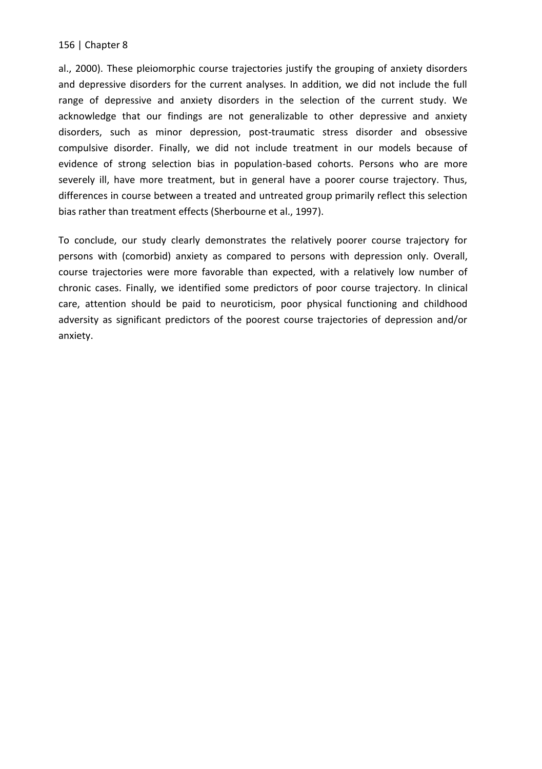al., 2000). These pleiomorphic course trajectories justify the grouping of anxiety disorders and depressive disorders for the current analyses. In addition, we did not include the full range of depressive and anxiety disorders in the selection of the current study. We acknowledge that our findings are not generalizable to other depressive and anxiety disorders, such as minor depression, post-traumatic stress disorder and obsessive compulsive disorder. Finally, we did not include treatment in our models because of evidence of strong selection bias in population-based cohorts. Persons who are more severely ill, have more treatment, but in general have a poorer course trajectory. Thus, differences in course between a treated and untreated group primarily reflect this selection bias rather than treatment effects (Sherbourne et al., 1997).

To conclude, our study clearly demonstrates the relatively poorer course trajectory for persons with (comorbid) anxiety as compared to persons with depression only. Overall, course trajectories were more favorable than expected, with a relatively low number of chronic cases. Finally, we identified some predictors of poor course trajectory. In clinical care, attention should be paid to neuroticism, poor physical functioning and childhood adversity as significant predictors of the poorest course trajectories of depression and/or anxiety.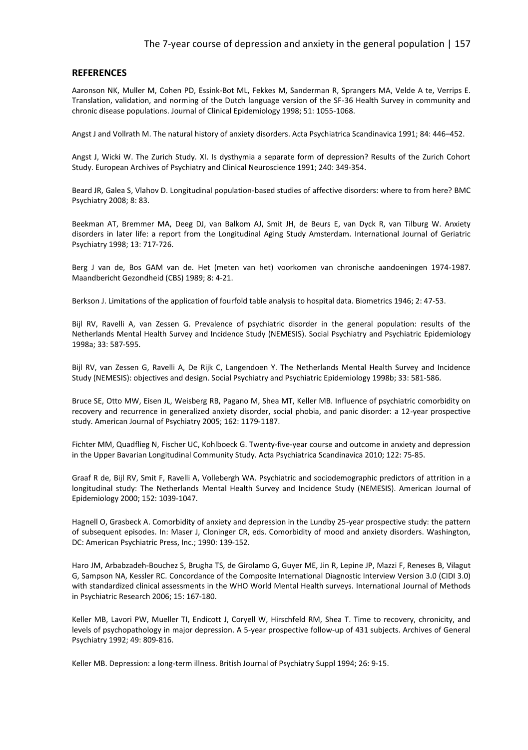## REFERENCES

Aaronson NK, Muller M, Cohen PD, Essink-Bot ML, Fekkes M, Sanderman R, Sprangers MA, Velde A te, Verrips E. Translation, validation, and norming of the Dutch language version of the SF-36 Health Survey in community and chronic disease populations. Journal of Clinical Epidemiology 1998; 51: 1055-1068.

Angst J and Vollrath M. The natural history of anxiety disorders. Acta Psychiatrica Scandinavica 1991; 84: 446–452.

Angst J, Wicki W. The Zurich Study. XI. Is dysthymia a separate form of depression? Results of the Zurich Cohort Study. European Archives of Psychiatry and Clinical Neuroscience 1991; 240: 349-354.

Beard JR, Galea S, Vlahov D. Longitudinal population-based studies of affective disorders: where to from here? BMC Psychiatry 2008; 8: 83.

Beekman AT, Bremmer MA, Deeg DJ, van Balkom AJ, Smit JH, de Beurs E, van Dyck R, van Tilburg W. Anxiety disorders in later life: a report from the Longitudinal Aging Study Amsterdam. International Journal of Geriatric Psychiatry 1998; 13: 717-726.

Berg J van de, Bos GAM van de. Het (meten van het) voorkomen van chronische aandoeningen 1974-1987. Maandbericht Gezondheid (CBS) 1989; 8: 4-21.

Berkson J. Limitations of the application of fourfold table analysis to hospital data. Biometrics 1946; 2: 47-53.

Bijl RV, Ravelli A, van Zessen G. Prevalence of psychiatric disorder in the general population: results of the Netherlands Mental Health Survey and Incidence Study (NEMESIS). Social Psychiatry and Psychiatric Epidemiology 1998a; 33: 587-595.

Bijl RV, van Zessen G, Ravelli A, De Rijk C, Langendoen Y. The Netherlands Mental Health Survey and Incidence Study (NEMESIS): objectives and design. Social Psychiatry and Psychiatric Epidemiology 1998b; 33: 581-586.

Bruce SE, Otto MW, Eisen JL, Weisberg RB, Pagano M, Shea MT, Keller MB. Influence of psychiatric comorbidity on recovery and recurrence in generalized anxiety disorder, social phobia, and panic disorder: a 12-year prospective study. American Journal of Psychiatry 2005; 162: 1179-1187.

Fichter MM, Quadflieg N, Fischer UC, Kohlboeck G. Twenty-five-year course and outcome in anxiety and depression in the Upper Bavarian Longitudinal Community Study. Acta Psychiatrica Scandinavica 2010; 122: 75-85.

Graaf R de, Bijl RV, Smit F, Ravelli A, Vollebergh WA. Psychiatric and sociodemographic predictors of attrition in a longitudinal study: The Netherlands Mental Health Survey and Incidence Study (NEMESIS). American Journal of Epidemiology 2000; 152: 1039-1047.

Hagnell O, Grasbeck A. Comorbidity of anxiety and depression in the Lundby 25-year prospective study: the pattern of subsequent episodes. In: Maser J, Cloninger CR, eds. Comorbidity of mood and anxiety disorders. Washington, DC: American Psychiatric Press, Inc.; 1990: 139-152.

Haro JM, Arbabzadeh-Bouchez S, Brugha TS, de Girolamo G, Guyer ME, Jin R, Lepine JP, Mazzi F, Reneses B, Vilagut G, Sampson NA, Kessler RC. Concordance of the Composite International Diagnostic Interview Version 3.0 (CIDI 3.0) with standardized clinical assessments in the WHO World Mental Health surveys. International Journal of Methods in Psychiatric Research 2006; 15: 167-180.

Keller MB, Lavori PW, Mueller TI, Endicott J, Coryell W, Hirschfeld RM, Shea T. Time to recovery, chronicity, and levels of psychopathology in major depression. A 5-year prospective follow-up of 431 subjects. Archives of General Psychiatry 1992; 49: 809-816.

Keller MB. Depression: a long-term illness. British Journal of Psychiatry Suppl 1994; 26: 9-15.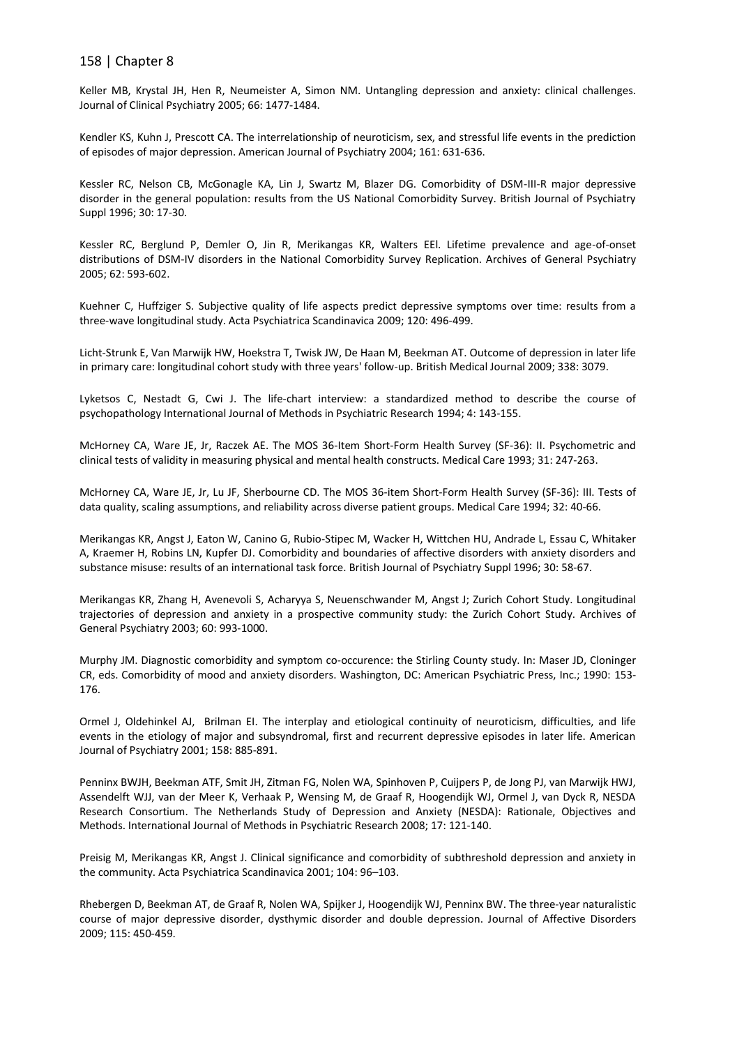Keller MB, Krystal JH, Hen R, Neumeister A, Simon NM. Untangling depression and anxiety: clinical challenges. Journal of Clinical Psychiatry 2005; 66: 1477-1484.

Kendler KS, Kuhn J, Prescott CA. The interrelationship of neuroticism, sex, and stressful life events in the prediction of episodes of major depression. American Journal of Psychiatry 2004; 161: 631-636.

Kessler RC, Nelson CB, McGonagle KA, Lin J, Swartz M, Blazer DG. Comorbidity of DSM-III-R major depressive disorder in the general population: results from the US National Comorbidity Survey. British Journal of Psychiatry Suppl 1996; 30: 17-30.

Kessler RC, Berglund P, Demler O, Jin R, Merikangas KR, Walters EEl. Lifetime prevalence and age-of-onset distributions of DSM-IV disorders in the National Comorbidity Survey Replication. Archives of General Psychiatry 2005; 62: 593-602.

Kuehner C, Huffziger S. Subjective quality of life aspects predict depressive symptoms over time: results from a three-wave longitudinal study. Acta Psychiatrica Scandinavica 2009; 120: 496-499.

Licht-Strunk E, Van Marwijk HW, Hoekstra T, Twisk JW, De Haan M, Beekman AT. Outcome of depression in later life in primary care: longitudinal cohort study with three years' follow-up. British Medical Journal 2009; 338: 3079.

Lyketsos C, Nestadt G, Cwi J. The life-chart interview: a standardized method to describe the course of psychopathology International Journal of Methods in Psychiatric Research 1994; 4: 143-155.

McHorney CA, Ware JE, Jr, Raczek AE. The MOS 36-Item Short-Form Health Survey (SF-36): II. Psychometric and clinical tests of validity in measuring physical and mental health constructs. Medical Care 1993; 31: 247-263.

McHorney CA, Ware JE, Jr, Lu JF, Sherbourne CD. The MOS 36-item Short-Form Health Survey (SF-36): III. Tests of data quality, scaling assumptions, and reliability across diverse patient groups. Medical Care 1994; 32: 40-66.

Merikangas KR, Angst J, Eaton W, Canino G, Rubio-Stipec M, Wacker H, Wittchen HU, Andrade L, Essau C, Whitaker A, Kraemer H, Robins LN, Kupfer DJ. Comorbidity and boundaries of affective disorders with anxiety disorders and substance misuse: results of an international task force. British Journal of Psychiatry Suppl 1996; 30: 58-67.

Merikangas KR, Zhang H, Avenevoli S, Acharyya S, Neuenschwander M, Angst J; Zurich Cohort Study. Longitudinal trajectories of depression and anxiety in a prospective community study: the Zurich Cohort Study. Archives of General Psychiatry 2003; 60: 993-1000.

Murphy JM. Diagnostic comorbidity and symptom co-occurence: the Stirling County study. In: Maser JD, Cloninger CR, eds. Comorbidity of mood and anxiety disorders. Washington, DC: American Psychiatric Press, Inc.; 1990: 153-176.

Ormel J, Oldehinkel AJ, Brilman EI. The interplay and etiological continuity of neuroticism, difficulties, and life events in the etiology of major and subsyndromal, first and recurrent depressive episodes in later life. American Journal of Psychiatry 2001; 158: 885-891.

Penninx BWJH, Beekman ATF, Smit JH, Zitman FG, Nolen WA, Spinhoven P, Cuijpers P, de Jong PJ, van Marwijk HWJ, Assendelft WJJ, van der Meer K, Verhaak P, Wensing M, de Graaf R, Hoogendijk WJ, Ormel J, van Dyck R, NESDA Research Consortium. The Netherlands Study of Depression and Anxiety (NESDA): Rationale, Objectives and Methods. International Journal of Methods in Psychiatric Research 2008; 17: 121-140.

Preisig M, Merikangas KR, Angst J. Clinical significance and comorbidity of subthreshold depression and anxiety in the community. Acta Psychiatrica Scandinavica 2001; 104: 96–103.

Rhebergen D, Beekman AT, de Graaf R, Nolen WA, Spijker J, Hoogendijk WJ, Penninx BW. The three-year naturalistic course of major depressive disorder, dysthymic disorder and double depression. Journal of Affective Disorders 2009; 115: 450-459.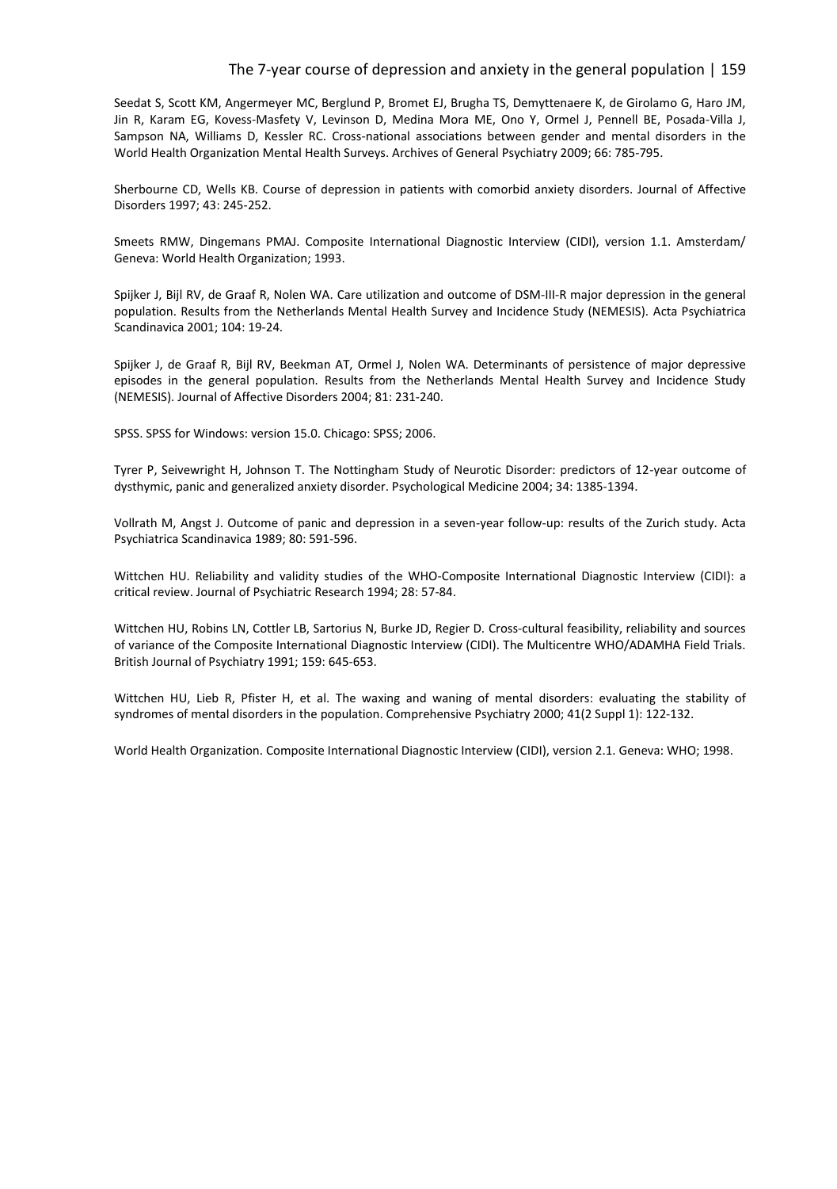Seedat S, Scott KM, Angermeyer MC, Berglund P, Bromet EJ, Brugha TS, Demyttenaere K, de Girolamo G, Haro JM, Jin R, Karam EG, Kovess-Masfety V, Levinson D, Medina Mora ME, Ono Y, Ormel J, Pennell BE, Posada-Villa J, Sampson NA, Williams D, Kessler RC. Cross-national associations between gender and mental disorders in the World Health Organization Mental Health Surveys. Archives of General Psychiatry 2009; 66: 785-795.

Sherbourne CD, Wells KB. Course of depression in patients with comorbid anxiety disorders. Journal of Affective Disorders 1997; 43: 245-252.

Smeets RMW, Dingemans PMAJ. Composite International Diagnostic Interview (CIDI), version 1.1. Amsterdam/ Geneva: World Health Organization; 1993.

Spijker J, Bijl RV, de Graaf R, Nolen WA. Care utilization and outcome of DSM-III-R major depression in the general population. Results from the Netherlands Mental Health Survey and Incidence Study (NEMESIS). Acta Psychiatrica Scandinavica 2001; 104: 19-24.

Spijker J, de Graaf R, Bijl RV, Beekman AT, Ormel J, Nolen WA. Determinants of persistence of major depressive episodes in the general population. Results from the Netherlands Mental Health Survey and Incidence Study (NEMESIS). Journal of Affective Disorders 2004; 81: 231-240.

SPSS. SPSS for Windows: version 15.0. Chicago: SPSS; 2006.

Tyrer P, Seivewright H, Johnson T. The Nottingham Study of Neurotic Disorder: predictors of 12-year outcome of dysthymic, panic and generalized anxiety disorder. Psychological Medicine 2004; 34: 1385-1394.

Vollrath M, Angst J. Outcome of panic and depression in a seven-year follow-up: results of the Zurich study. Acta Psychiatrica Scandinavica 1989; 80: 591-596.

Wittchen HU. Reliability and validity studies of the WHO-Composite International Diagnostic Interview (CIDI): a critical review. Journal of Psychiatric Research 1994; 28: 57-84.

Wittchen HU, Robins LN, Cottler LB, Sartorius N, Burke JD, Regier D. Cross-cultural feasibility, reliability and sources of variance of the Composite International Diagnostic Interview (CIDI). The Multicentre WHO/ADAMHA Field Trials. British Journal of Psychiatry 1991; 159: 645-653.

Wittchen HU, Lieb R, Pfister H, et al. The waxing and waning of mental disorders: evaluating the stability of syndromes of mental disorders in the population. Comprehensive Psychiatry 2000; 41(2 Suppl 1): 122-132.

World Health Organization. Composite International Diagnostic Interview (CIDI), version 2.1. Geneva: WHO; 1998.